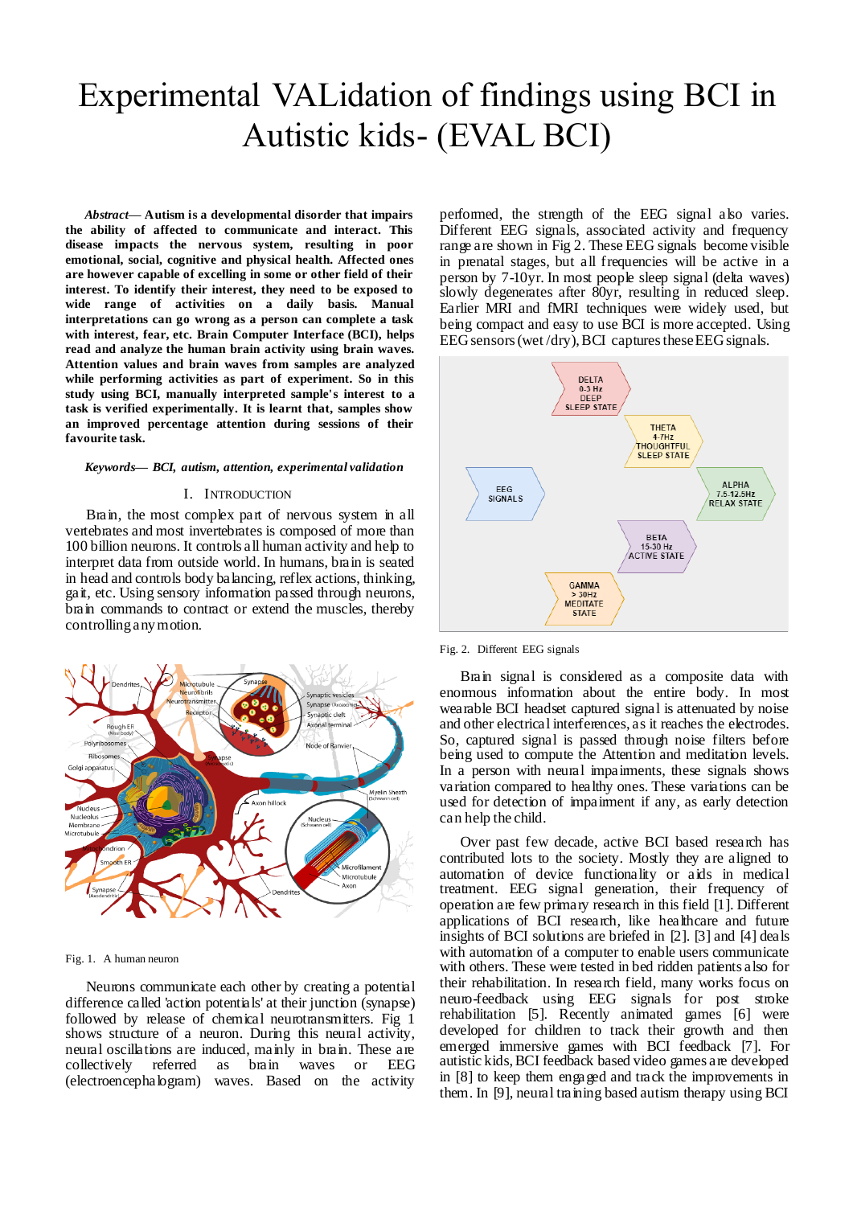# Experimental VALidation of findings using BCI in Autistic kids- (EVAL BCI)

***Abstract*— Autism is a developmental disorder that impairs the ability of affected to communicate and interact. This disease impacts the nervous system, resulting in poor emotional, social, cognitive and physical health. Affected ones are however capable of excelling in some or other field of their interest. To identify their interest, they need to be exposed to wide range of activities on a daily basis. Manual interpretations can go wrong as a person can complete a task with interest, fear, etc. Brain Computer Interface (BCI), helps read and analyze the human brain activity using brain waves. Attention values and brain waves from samples are analyzed while performing activities as part of experiment. So in this study using BCI, manually interpreted sample's interest to a task is verified experimentally. It is learnt that, samples show an improved percentage attention during sessions of their favourite task.**

***Keywords*— *BCI, autism, attention, experimental validation***

## I. Introduction

Brain, the most complex part of nervous system in all vertebrates and most invertebrates is composed of more than 100 billion neurons. It controls all human activity and help to interpret data from outside world. In humans, brain is seated in head and controls body balancing, reflex actions, thinking, gait, etc. Using sensory information passed through neurons, brain commands to contract or extend the muscles, thereby controlling any motion.

Fig. 1. A human neuron

Neurons communicate each other by creating a potential difference called 'action potentials' at their junction (synapse) followed by release of chemical neurotransmitters. Fig 1 shows structure of a neuron. During this neural activity, neural oscillations are induced, mainly in brain. These are collectively referred as brain waves or EEG (electroencephalogram) waves. Based on the activity performed, the strength of the EEG signal also varies. Different EEG signals, associated activity and frequency range are shown in Fig 2. These EEG signals become visible in prenatal stages, but all frequencies will be active in a person by 7-10yr. In most people sleep signal (delta waves) slowly degenerates after 80yr, resulting in reduced sleep. Earlier MRI and fMRI techniques were widely used, but being compact and easy to use BCI is more accepted. Using EEG sensors (wet /dry), BCI captures these EEG signals.

Fig. 2. Different EEG signals

Brain signal is considered as a composite data with enormous information about the entire body. In most wearable BCI headset captured signal is attenuated by noise and other electrical interferences, as it reaches the electrodes. So, captured signal is passed through noise filters before being used to compute the Attention and meditation levels. In a person with neural impairments, these signals shows variation compared to healthy ones. These variations can be used for detection of impairment if any, as early detection can help the child.

Over past few decade, active BCI based research has contributed lots to the society. Mostly they are aligned to automation of device functionality or aids in medical treatment. EEG signal generation, their frequency of operation are few primary research in this field [1]. Different applications of BCI research, like healthcare and future insights of BCI solutions are briefed in [2]. [3] and [4] deals with automation of a computer to enable users communicate with others. These were tested in bed ridden patients also for their rehabilitation. In research field, many works focus on neuro-feedback using EEG signals for post stroke rehabilitation [5]. Recently animated games [6] were developed for children to track their growth and then emerged immersive games with BCI feedback [7]. For autistic kids, BCI feedback based video games are developed in [8] to keep them engaged and track the improvements in them. In [9], neural training based autism therapy using BCI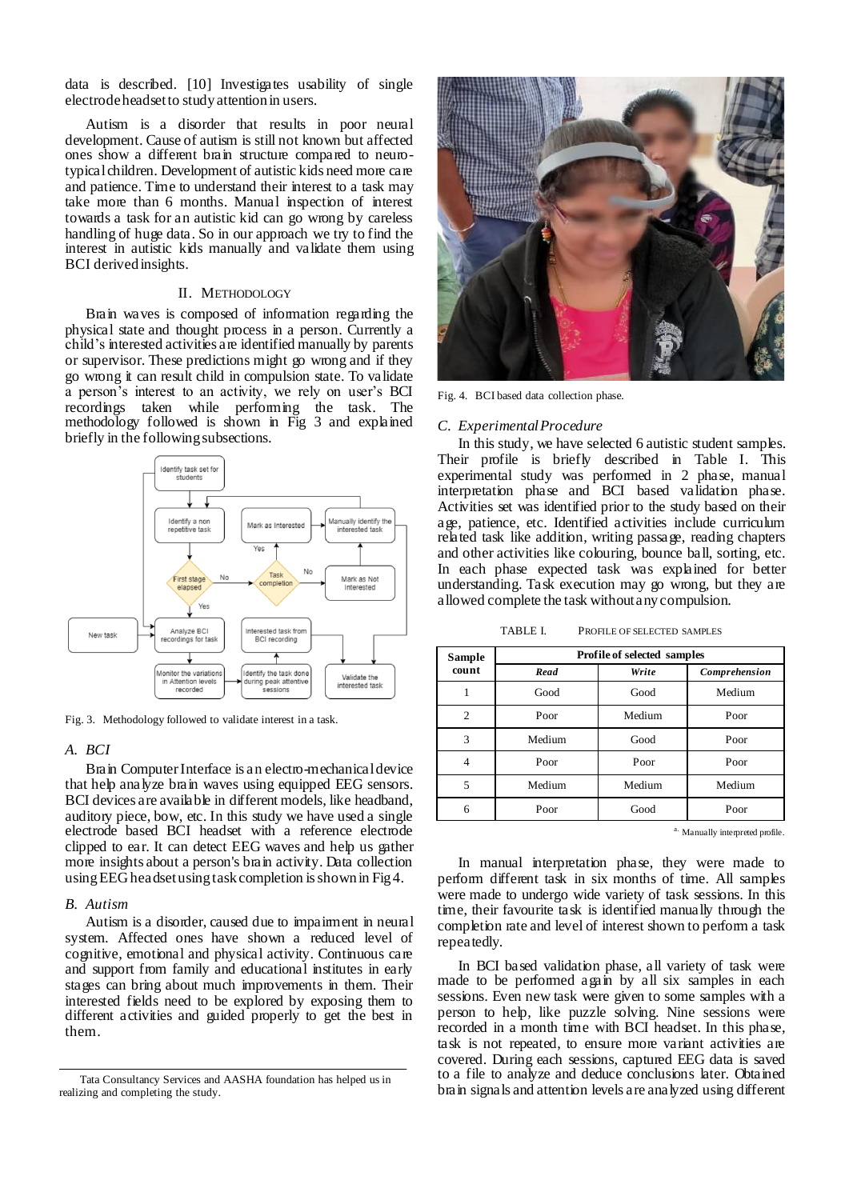data is described. [10] Investigates usability of single electrode headset to study attention in users.

Autism is a disorder that results in poor neural development. Cause of autism is still not known but affected ones show a different brain structure compared to neuro-typical children. Development of autistic kids need more care and patience. Time to understand their interest to a task may take more than 6 months. Manual inspection of interest towards a task for an autistic kid can go wrong by careless handling of huge data. So in our approach we try to find the interest in autistic kids manually and validate them using BCI derived insights.

## II. Methodology

Brain waves is composed of information regarding the physical state and thought process in a person. Currently a child's interested activities are identified manually by parents or supervisor. These predictions might go wrong and if they go wrong it can result child in compulsion state. To validate a person's interest to an activity, we rely on user's BCI recordings taken while performing the task. The methodology followed is shown in Fig 3 and explained briefly in the following subsections.

Fig. 3. Methodology followed to validate interest in a task.

### A. BCI

Brain Computer Interface is an electro-mechanical device that help analyze brain waves using equipped EEG sensors. BCI devices are available in different models, like headband, auditory piece, bow, etc. In this study we have used a single electrode based BCI headset with a reference electrode clipped to ear. It can detect EEG waves and help us gather more insights about a person's brain activity. Data collection using EEG headset using task completion is shown in Fig 4.

### B. Autism

Autism is a disorder, caused due to impairment in neural system. Affected ones have shown a reduced level of cognitive, emotional and physical activity. Continuous care and support from family and educational institutes in early stages can bring about much improvements in them. Their interested fields need to be explored by exposing them to different activities and guided properly to get the best in them.

Tata Consultancy Services and AASHA foundation has helped us in realizing and completing the study.

Fig. 4. BCI based data collection phase.

### C. Experimental Procedure

In this study, we have selected 6 autistic student samples. Their profile is briefly described in Table I. This experimental study was performed in 2 phase, manual interpretation phase and BCI based validation phase. Activities set was identified prior to the study based on their age, patience, etc. Identified activities include curriculum related task like addition, writing passage, reading chapters and other activities like colouring, bounce ball, sorting, etc. In each phase expected task was explained for better understanding. Task execution may go wrong, but they are allowed complete the task without any compulsion.

TABLE I. Profile of Selected Samples

| Sample count | Profile of selected samples | | |
|---|---|---|---|
| | ***Read*** | ***Write*** | ***Comprehension*** |
| 1 | Good | Good | Medium |
| 2 | Poor | Medium | Poor |
| 3 | Medium | Good | Poor |
| 4 | Poor | Poor | Poor |
| 5 | Medium | Medium | Medium |
| 6 | Poor | Good | Poor |

[a] Manually interpreted profile.

In manual interpretation phase, they were made to perform different task in six months of time. All samples were made to undergo wide variety of task sessions. In this time, their favourite task is identified manually through the completion rate and level of interest shown to perform a task repeatedly.

In BCI based validation phase, all variety of task were made to be performed again by all six samples in each sessions. Even new task were given to some samples with a person to help, like puzzle solving. Nine sessions were recorded in a month time with BCI headset. In this phase, task is not repeated, to ensure more variant activities are covered. During each sessions, captured EEG data is saved to a file to analyze and deduce conclusions later. Obtained brain signals and attention levels are analyzed using different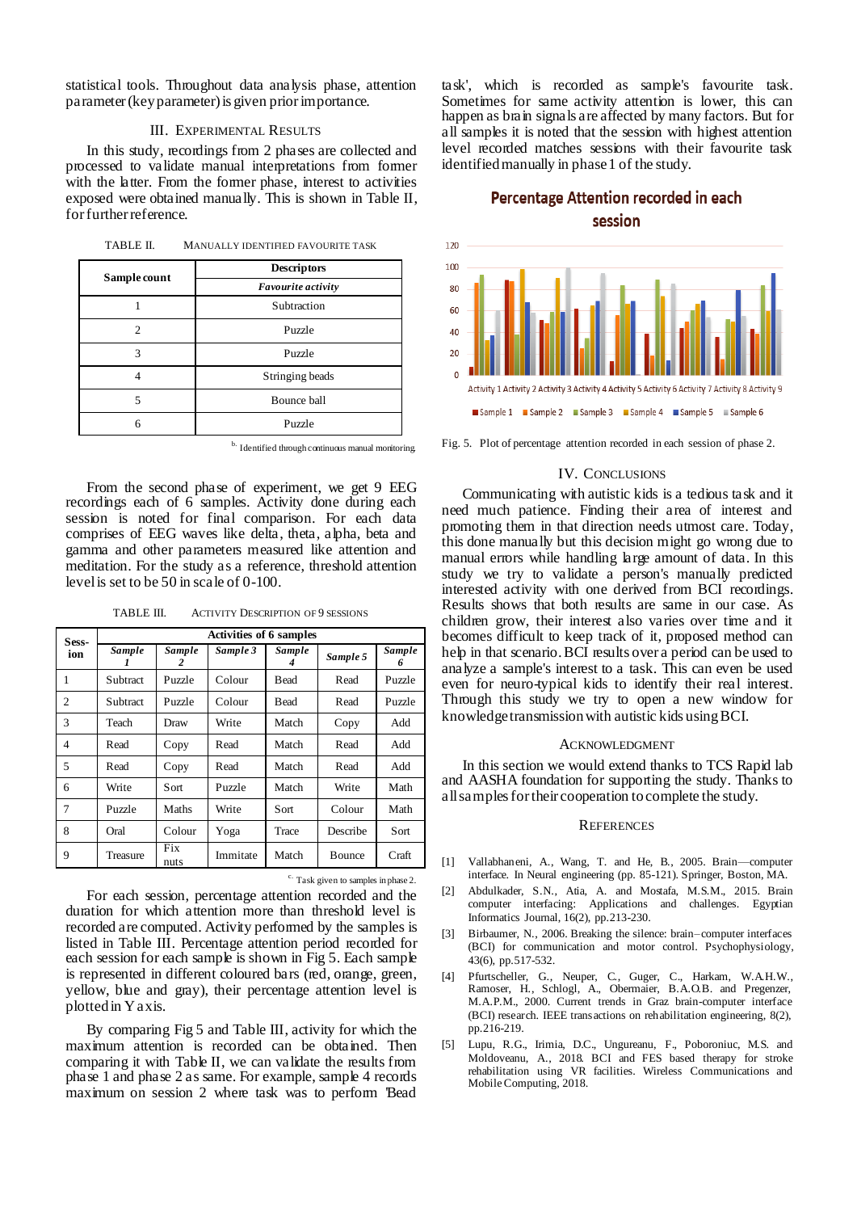statistical tools. Throughout data analysis phase, attention parameter (key parameter) is given prior importance.

## III. Experimental Results

In this study, recordings from 2 phases are collected and processed to validate manual interpretations from former with the latter. From the former phase, interest to activities exposed were obtained manually. This is shown in Table II, for further reference.

TABLE II. Manually Identified Favourite Task

| Sample count | Descriptors |
|---|---|
| | *Favourite activity* |
| 1 | Subtraction |
| 2 | Puzzle |
| 3 | Puzzle |
| 4 | Stringing beads |
| 5 | Bounce ball |
| 6 | Puzzle |

b. Identified through continuous manual monitoring.

From the second phase of experiment, we get 9 EEG recordings each of 6 samples. Activity done during each session is noted for final comparison. For each data comprises of EEG waves like delta, theta, alpha, beta and gamma and other parameters measured like attention and meditation. For the study as a reference, threshold attention level is set to be 50 in scale of 0-100.

TABLE III. Activity Description of 9 Sessions

| Session | Activities of 6 samples | | | | | |
|---|---|---|---|---|---|---|
| | *Sample 1* | *Sample 2* | *Sample 3* | *Sample 4* | *Sample 5* | *Sample 6* |
| 1 | Subtract | Puzzle | Colour | Bead | Read | Puzzle |
| 2 | Subtract | Puzzle | Colour | Bead | Read | Puzzle |
| 3 | Teach | Draw | Write | Match | Copy | Add |
| 4 | Read | Copy | Read | Match | Read | Add |
| 5 | Read | Copy | Read | Match | Read | Add |
| 6 | Write | Sort | Puzzle | Match | Write | Math |
| 7 | Puzzle | Maths | Write | Sort | Colour | Math |
| 8 | Oral | Colour | Yoga | Trace | Describe | Sort |
| 9 | Treasure | Fix nuts | Immitate | Match | Bounce | Craft |

c. Task given to samples in phase 2.

For each session, percentage attention recorded and the duration for which attention more than threshold level is recorded are computed. Activity performed by the samples is listed in Table III. Percentage attention period recorded for each session for each sample is shown in Fig 5. Each sample is represented in different coloured bars (red, orange, green, yellow, blue and gray), their percentage attention level is plotted in Y axis.

By comparing Fig 5 and Table III, activity for which the maximum attention is recorded can be obtained. Then comparing it with Table II, we can validate the results from phase 1 and phase 2 as same. For example, sample 4 records maximum on session 2 where task was to perform 'Bead task', which is recorded as sample's favourite task. Sometimes for same activity attention is lower, this can happen as brain signals are affected by many factors. But for all samples it is noted that the session with highest attention level recorded matches sessions with their favourite task identified manually in phase 1 of the study.

Fig. 5. Plot of percentage attention recorded in each session of phase 2.

## IV. Conclusions

Communicating with autistic kids is a tedious task and it need much patience. Finding their area of interest and promoting them in that direction needs utmost care. Today, this done manually but this decision might go wrong due to manual errors while handling large amount of data. In this study we try to validate a person's manually predicted interested activity with one derived from BCI recordings. Results shows that both results are same in our case. As children grow, their interest also varies over time and it becomes difficult to keep track of it, proposed method can help in that scenario. BCI results over a period can be used to analyze a sample's interest to a task. This can even be used even for neuro-typical kids to identify their real interest. Through this study we try to open a new window for knowledge transmission with autistic kids using BCI.

## Acknowledgment

In this section we would extend thanks to TCS Rapid lab and AASHA foundation for supporting the study. Thanks to all samples for their cooperation to complete the study.

## References

[1] Vallabhaneni, A., Wang, T. and He, B., 2005. Brain—computer interface. In Neural engineering (pp. 85-121). Springer, Boston, MA.

[2] Abdulkader, S.N., Atia, A. and Mostafa, M.S.M., 2015. Brain computer interfacing: Applications and challenges. Egyptian Informatics Journal, 16(2), pp.213-230.

[3] Birbaumer, N., 2006. Breaking the silence: brain–computer interfaces (BCI) for communication and motor control. Psychophysiology, 43(6), pp.517-532.

[4] Pfurtscheller, G., Neuper, C., Guger, C., Harkam, W.A.H.W., Ramoser, H., Schlogl, A., Obermaier, B.A.O.B. and Pregenzer, M.A.P.M., 2000. Current trends in Graz brain-computer interface (BCI) research. IEEE transactions on rehabilitation engineering, 8(2), pp.216-219.

[5] Lupu, R.G., Irimia, D.C., Ungureanu, F., Poboroniuc, M.S. and Moldoveanu, A., 2018. BCI and FES based therapy for stroke rehabilitation using VR facilities. Wireless Communications and Mobile Computing, 2018.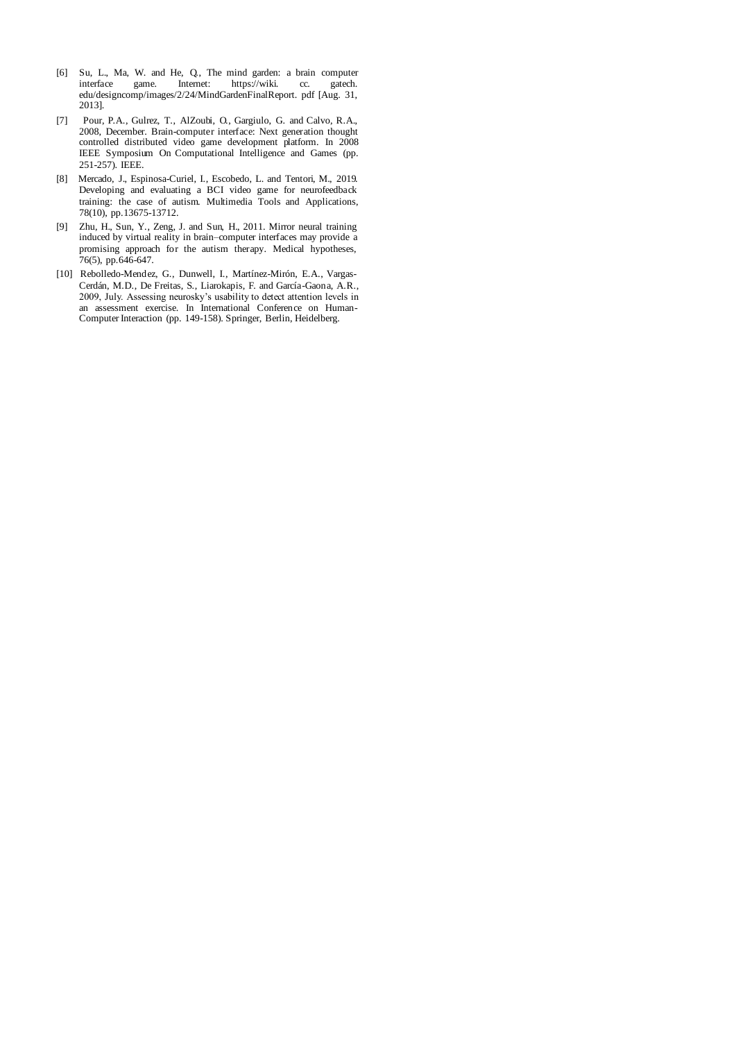[6] Su, L., Ma, W. and He, Q., The mind garden: a brain computer interface game. Internet: https://wiki. cc. gatech. edu/designcomp/images/2/24/MindGardenFinalReport. pdf [Aug. 31, 2013].

[7] Pour, P.A., Gulrez, T., AlZoubi, O., Gargiulo, G. and Calvo, R.A., 2008, December. Brain-computer interface: Next generation thought controlled distributed video game development platform. In 2008 IEEE Symposium On Computational Intelligence and Games (pp. 251-257). IEEE.

[8] Mercado, J., Espinosa-Curiel, I., Escobedo, L. and Tentori, M., 2019. Developing and evaluating a BCI video game for neurofeedback training: the case of autism. Multimedia Tools and Applications, 78(10), pp.13675-13712.

[9] Zhu, H., Sun, Y., Zeng, J. and Sun, H., 2011. Mirror neural training induced by virtual reality in brain–computer interfaces may provide a promising approach for the autism therapy. Medical hypotheses, 76(5), pp.646-647.

[10] Rebolledo-Mendez, G., Dunwell, I., Martínez-Mirón, E.A., Vargas-Cerdán, M.D., De Freitas, S., Liarokapis, F. and García-Gaona, A.R., 2009, July. Assessing neurosky's usability to detect attention levels in an assessment exercise. In International Conference on Human-Computer Interaction (pp. 149-158). Springer, Berlin, Heidelberg.